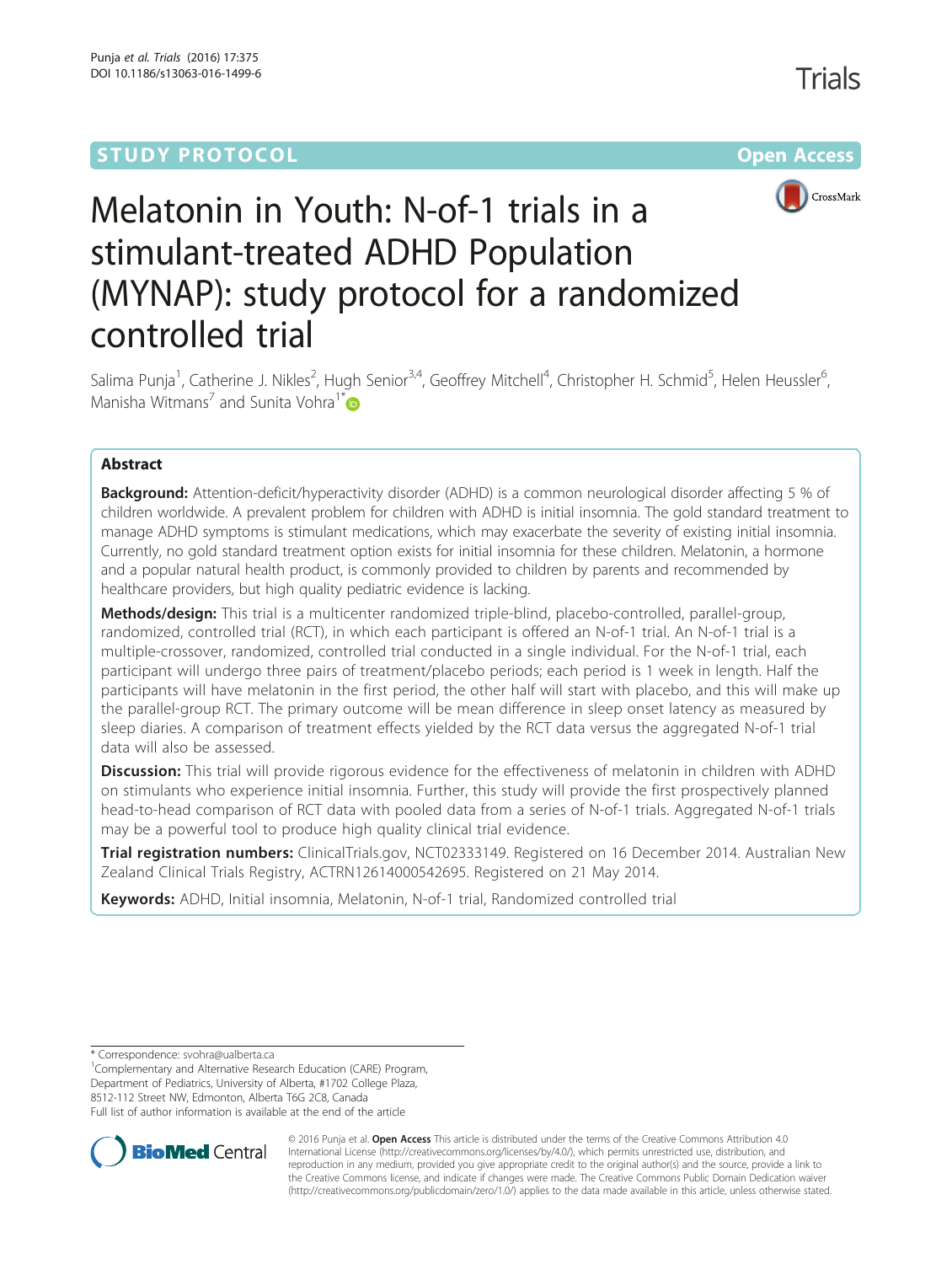STUDY PROTOCOL Open Access

# Melatonin in Youth: N-of-1 trials in a stimulant-treated ADHD Population (MYNAP): study protocol for a randomized controlled trial

Salima Punja[1], Catherine J. Nikles[2], Hugh Senior[3,4], Geoffrey Mitchell[4], Christopher H. Schmid[5], Helen Heussler[6], Manisha Witmans[7] and Sunita Vohra[1*]

## Abstract

**Background:** Attention-deficit/hyperactivity disorder (ADHD) is a common neurological disorder affecting 5 % of children worldwide. A prevalent problem for children with ADHD is initial insomnia. The gold standard treatment to manage ADHD symptoms is stimulant medications, which may exacerbate the severity of existing initial insomnia. Currently, no gold standard treatment option exists for initial insomnia for these children. Melatonin, a hormone and a popular natural health product, is commonly provided to children by parents and recommended by healthcare providers, but high quality pediatric evidence is lacking.

**Methods/design:** This trial is a multicenter randomized triple-blind, placebo-controlled, parallel-group, randomized, controlled trial (RCT), in which each participant is offered an N-of-1 trial. An N-of-1 trial is a multiple-crossover, randomized, controlled trial conducted in a single individual. For the N-of-1 trial, each participant will undergo three pairs of treatment/placebo periods; each period is 1 week in length. Half the participants will have melatonin in the first period, the other half will start with placebo, and this will make up the parallel-group RCT. The primary outcome will be mean difference in sleep onset latency as measured by sleep diaries. A comparison of treatment effects yielded by the RCT data versus the aggregated N-of-1 trial data will also be assessed.

**Discussion:** This trial will provide rigorous evidence for the effectiveness of melatonin in children with ADHD on stimulants who experience initial insomnia. Further, this study will provide the first prospectively planned head-to-head comparison of RCT data with pooled data from a series of N-of-1 trials. Aggregated N-of-1 trials may be a powerful tool to produce high quality clinical trial evidence.

**Trial registration numbers:** ClinicalTrials.gov, NCT02333149. Registered on 16 December 2014. Australian New Zealand Clinical Trials Registry, ACTRN12614000542695. Registered on 21 May 2014.

**Keywords:** ADHD, Initial insomnia, Melatonin, N-of-1 trial, Randomized controlled trial

---

\* Correspondence: svohra@ualberta.ca

[1]Complementary and Alternative Research Education (CARE) Program, Department of Pediatrics, University of Alberta, #1702 College Plaza, 8512-112 Street NW, Edmonton, Alberta T6G 2C8, Canada

Full list of author information is available at the end of the article

© 2016 Punja et al. **Open Access** This article is distributed under the terms of the Creative Commons Attribution 4.0 International License (http://creativecommons.org/licenses/by/4.0/), which permits unrestricted use, distribution, and reproduction in any medium, provided you give appropriate credit to the original author(s) and the source, provide a link to the Creative Commons license, and indicate if changes were made. The Creative Commons Public Domain Dedication waiver (http://creativecommons.org/publicdomain/zero/1.0/) applies to the data made available in this article, unless otherwise stated.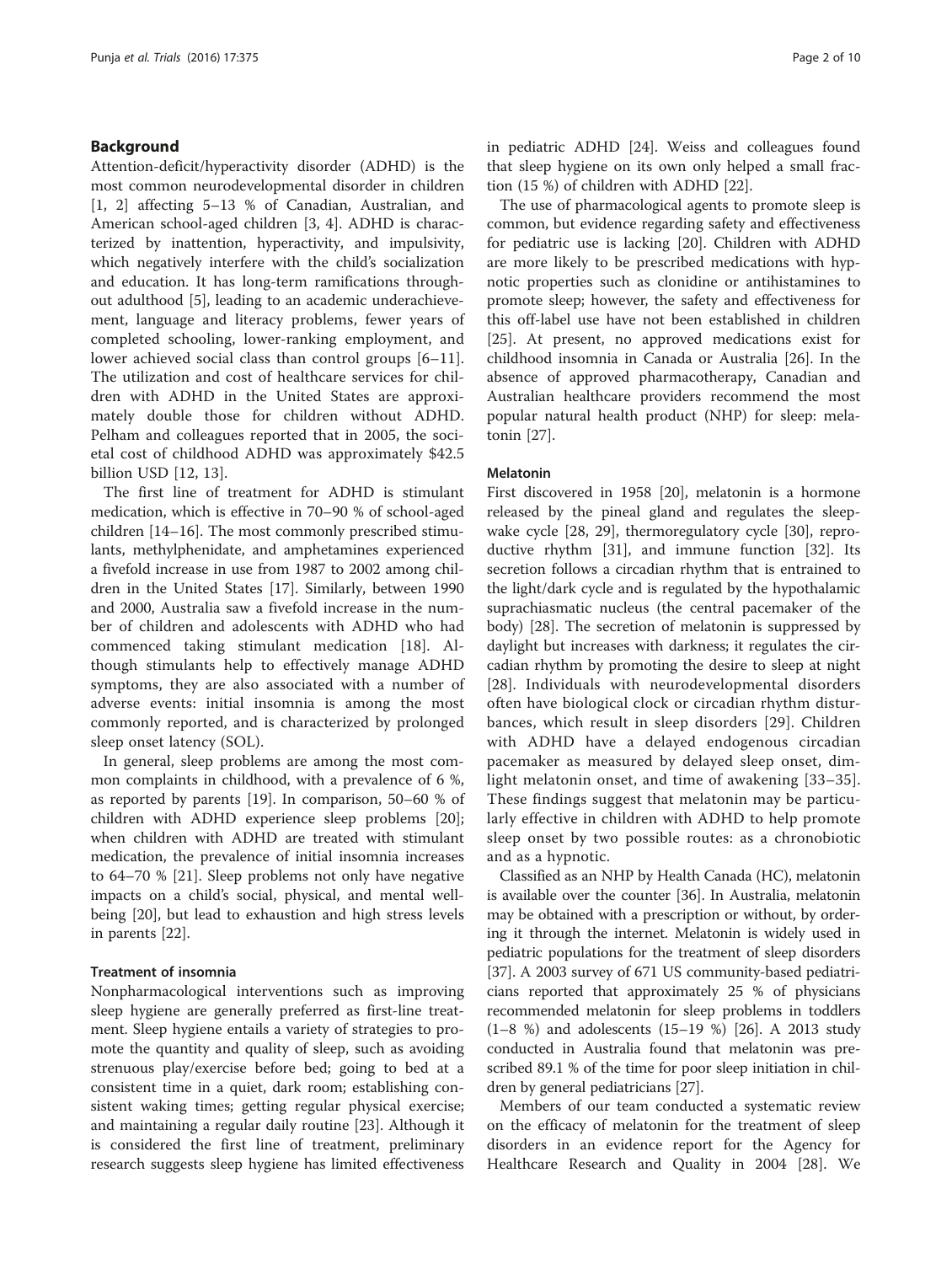## Background

Attention-deficit/hyperactivity disorder (ADHD) is the most common neurodevelopmental disorder in children [1, 2] affecting 5–13 % of Canadian, Australian, and American school-aged children [3, 4]. ADHD is characterized by inattention, hyperactivity, and impulsivity, which negatively interfere with the child's socialization and education. It has long-term ramifications throughout adulthood [5], leading to an academic underachievement, language and literacy problems, fewer years of completed schooling, lower-ranking employment, and lower achieved social class than control groups [6–11]. The utilization and cost of healthcare services for children with ADHD in the United States are approximately double those for children without ADHD. Pelham and colleagues reported that in 2005, the societal cost of childhood ADHD was approximately $42.5 billion USD [12, 13].

The first line of treatment for ADHD is stimulant medication, which is effective in 70–90 % of school-aged children [14–16]. The most commonly prescribed stimulants, methylphenidate, and amphetamines experienced a fivefold increase in use from 1987 to 2002 among children in the United States [17]. Similarly, between 1990 and 2000, Australia saw a fivefold increase in the number of children and adolescents with ADHD who had commenced taking stimulant medication [18]. Although stimulants help to effectively manage ADHD symptoms, they are also associated with a number of adverse events: initial insomnia is among the most commonly reported, and is characterized by prolonged sleep onset latency (SOL).

In general, sleep problems are among the most common complaints in childhood, with a prevalence of 6 %, as reported by parents [19]. In comparison, 50–60 % of children with ADHD experience sleep problems [20]; when children with ADHD are treated with stimulant medication, the prevalence of initial insomnia increases to 64–70 % [21]. Sleep problems not only have negative impacts on a child's social, physical, and mental wellbeing [20], but lead to exhaustion and high stress levels in parents [22].

### Treatment of insomnia

Nonpharmacological interventions such as improving sleep hygiene are generally preferred as first-line treatment. Sleep hygiene entails a variety of strategies to promote the quantity and quality of sleep, such as avoiding strenuous play/exercise before bed; going to bed at a consistent time in a quiet, dark room; establishing consistent waking times; getting regular physical exercise; and maintaining a regular daily routine [23]. Although it is considered the first line of treatment, preliminary research suggests sleep hygiene has limited effectiveness in pediatric ADHD [24]. Weiss and colleagues found that sleep hygiene on its own only helped a small fraction (15 %) of children with ADHD [22].

The use of pharmacological agents to promote sleep is common, but evidence regarding safety and effectiveness for pediatric use is lacking [20]. Children with ADHD are more likely to be prescribed medications with hypnotic properties such as clonidine or antihistamines to promote sleep; however, the safety and effectiveness for this off-label use have not been established in children [25]. At present, no approved medications exist for childhood insomnia in Canada or Australia [26]. In the absence of approved pharmacotherapy, Canadian and Australian healthcare providers recommend the most popular natural health product (NHP) for sleep: melatonin [27].

### Melatonin

First discovered in 1958 [20], melatonin is a hormone released by the pineal gland and regulates the sleep-wake cycle [28, 29], thermoregulatory cycle [30], reproductive rhythm [31], and immune function [32]. Its secretion follows a circadian rhythm that is entrained to the light/dark cycle and is regulated by the hypothalamic suprachiasmatic nucleus (the central pacemaker of the body) [28]. The secretion of melatonin is suppressed by daylight but increases with darkness; it regulates the circadian rhythm by promoting the desire to sleep at night [28]. Individuals with neurodevelopmental disorders often have biological clock or circadian rhythm disturbances, which result in sleep disorders [29]. Children with ADHD have a delayed endogenous circadian pacemaker as measured by delayed sleep onset, dim-light melatonin onset, and time of awakening [33–35]. These findings suggest that melatonin may be particularly effective in children with ADHD to help promote sleep onset by two possible routes: as a chronobiotic and as a hypnotic.

Classified as an NHP by Health Canada (HC), melatonin is available over the counter [36]. In Australia, melatonin may be obtained with a prescription or without, by ordering it through the internet. Melatonin is widely used in pediatric populations for the treatment of sleep disorders [37]. A 2003 survey of 671 US community-based pediatricians reported that approximately 25 % of physicians recommended melatonin for sleep problems in toddlers (1–8 %) and adolescents (15–19 %) [26]. A 2013 study conducted in Australia found that melatonin was prescribed 89.1 % of the time for poor sleep initiation in children by general pediatricians [27].

Members of our team conducted a systematic review on the efficacy of melatonin for the treatment of sleep disorders in an evidence report for the Agency for Healthcare Research and Quality in 2004 [28]. We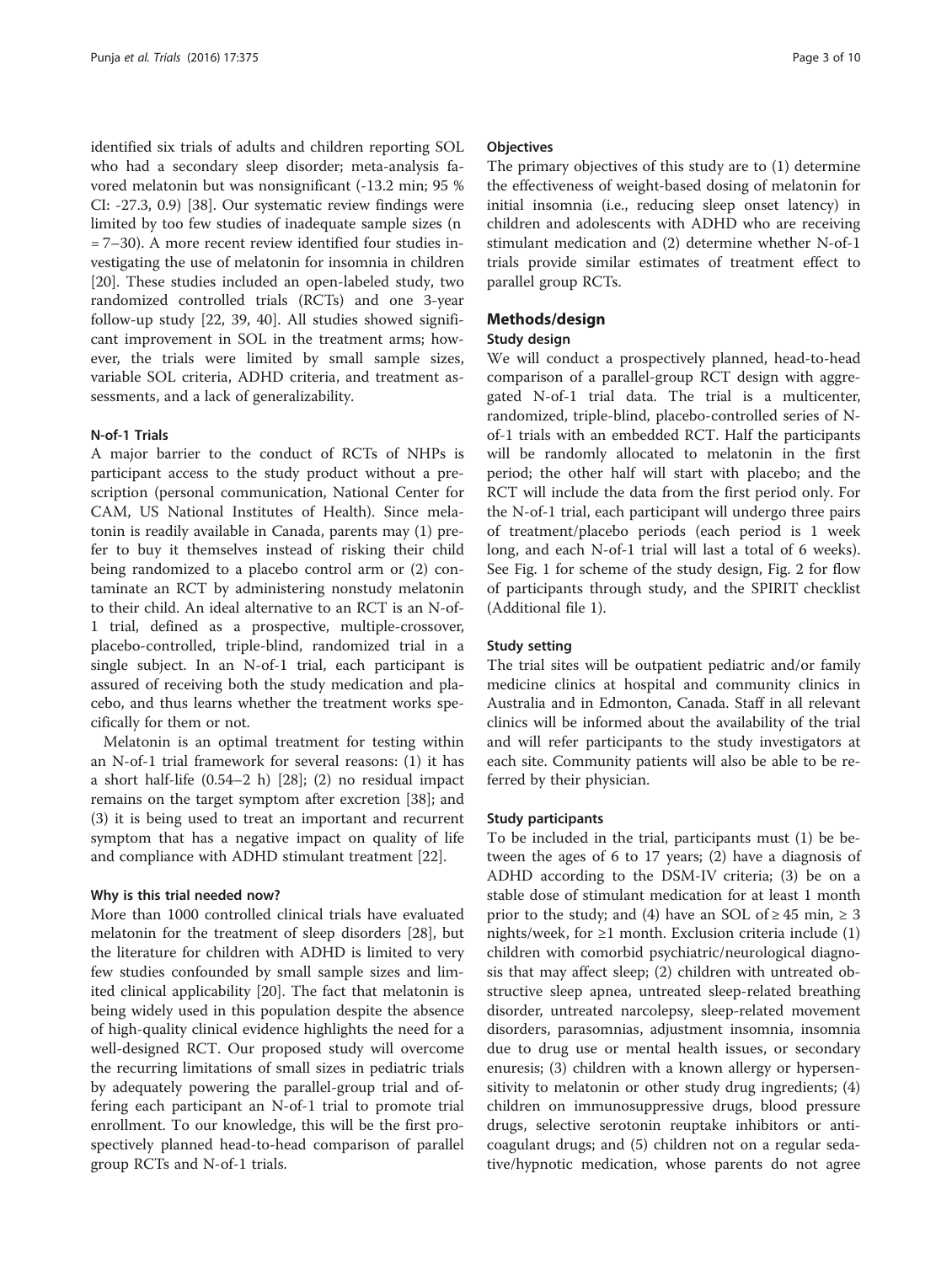identified six trials of adults and children reporting SOL who had a secondary sleep disorder; meta-analysis favored melatonin but was nonsignificant (-13.2 min; 95 % CI: -27.3, 0.9) [38]. Our systematic review findings were limited by too few studies of inadequate sample sizes (n = 7–30). A more recent review identified four studies investigating the use of melatonin for insomnia in children [20]. These studies included an open-labeled study, two randomized controlled trials (RCTs) and one 3-year follow-up study [22, 39, 40]. All studies showed significant improvement in SOL in the treatment arms; however, the trials were limited by small sample sizes, variable SOL criteria, ADHD criteria, and treatment assessments, and a lack of generalizability.

### N-of-1 Trials

A major barrier to the conduct of RCTs of NHPs is participant access to the study product without a prescription (personal communication, National Center for CAM, US National Institutes of Health). Since melatonin is readily available in Canada, parents may (1) prefer to buy it themselves instead of risking their child being randomized to a placebo control arm or (2) contaminate an RCT by administering nonstudy melatonin to their child. An ideal alternative to an RCT is an N-of-1 trial, defined as a prospective, multiple-crossover, placebo-controlled, triple-blind, randomized trial in a single subject. In an N-of-1 trial, each participant is assured of receiving both the study medication and placebo, and thus learns whether the treatment works specifically for them or not.

Melatonin is an optimal treatment for testing within an N-of-1 trial framework for several reasons: (1) it has a short half-life (0.54–2 h) [28]; (2) no residual impact remains on the target symptom after excretion [38]; and (3) it is being used to treat an important and recurrent symptom that has a negative impact on quality of life and compliance with ADHD stimulant treatment [22].

### Why is this trial needed now?

More than 1000 controlled clinical trials have evaluated melatonin for the treatment of sleep disorders [28], but the literature for children with ADHD is limited to very few studies confounded by small sample sizes and limited clinical applicability [20]. The fact that melatonin is being widely used in this population despite the absence of high-quality clinical evidence highlights the need for a well-designed RCT. Our proposed study will overcome the recurring limitations of small sizes in pediatric trials by adequately powering the parallel-group trial and offering each participant an N-of-1 trial to promote trial enrollment. To our knowledge, this will be the first prospectively planned head-to-head comparison of parallel group RCTs and N-of-1 trials.

### Objectives

The primary objectives of this study are to (1) determine the effectiveness of weight-based dosing of melatonin for initial insomnia (i.e., reducing sleep onset latency) in children and adolescents with ADHD who are receiving stimulant medication and (2) determine whether N-of-1 trials provide similar estimates of treatment effect to parallel group RCTs.

## Methods/design

### Study design

We will conduct a prospectively planned, head-to-head comparison of a parallel-group RCT design with aggregated N-of-1 trial data. The trial is a multicenter, randomized, triple-blind, placebo-controlled series of N-of-1 trials with an embedded RCT. Half the participants will be randomly allocated to melatonin in the first period; the other half will start with placebo; and the RCT will include the data from the first period only. For the N-of-1 trial, each participant will undergo three pairs of treatment/placebo periods (each period is 1 week long, and each N-of-1 trial will last a total of 6 weeks). See Fig. 1 for scheme of the study design, Fig. 2 for flow of participants through study, and the SPIRIT checklist (Additional file 1).

### Study setting

The trial sites will be outpatient pediatric and/or family medicine clinics at hospital and community clinics in Australia and in Edmonton, Canada. Staff in all relevant clinics will be informed about the availability of the trial and will refer participants to the study investigators at each site. Community patients will also be able to be referred by their physician.

### Study participants

To be included in the trial, participants must (1) be between the ages of 6 to 17 years; (2) have a diagnosis of ADHD according to the DSM-IV criteria; (3) be on a stable dose of stimulant medication for at least 1 month prior to the study; and (4) have an SOL of ≥ 45 min, ≥ 3 nights/week, for ≥1 month. Exclusion criteria include (1) children with comorbid psychiatric/neurological diagnosis that may affect sleep; (2) children with untreated obstructive sleep apnea, untreated sleep-related breathing disorder, untreated narcolepsy, sleep-related movement disorders, parasomnias, adjustment insomnia, insomnia due to drug use or mental health issues, or secondary enuresis; (3) children with a known allergy or hypersensitivity to melatonin or other study drug ingredients; (4) children on immunosuppressive drugs, blood pressure drugs, selective serotonin reuptake inhibitors or anticoagulant drugs; and (5) children not on a regular sedative/hypnotic medication, whose parents do not agree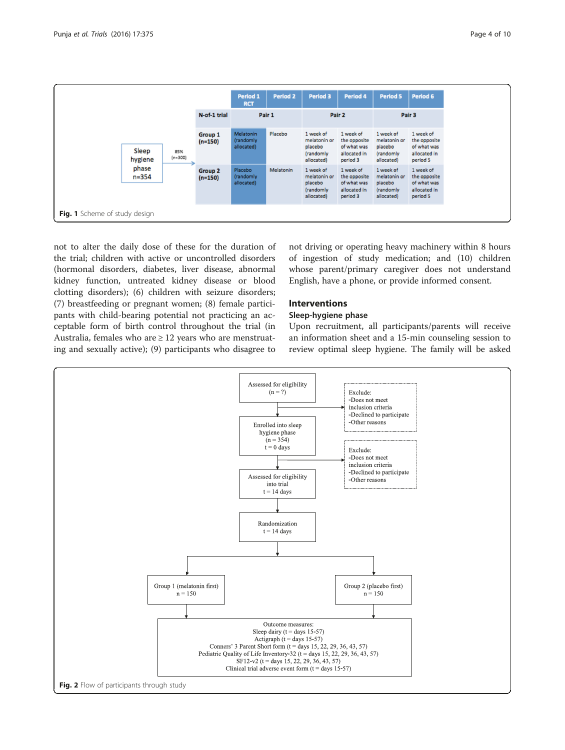| | N-of-1 trial | Period 1 RCT | Period 2 | Period 3 | Period 4 | Period 5 | Period 6 |
|---|---|---|---|---|---|---|---|
| | | Pair 1 | | Pair 2 | | Pair 3 | |
| Sleep hygiene phase n=354 → 85% (n=300) | Group 1 (n=150) | Melatonin (randomly allocated) | Placebo | 1 week of melatonin or placebo (randomly allocated) | 1 week of the opposite of what was allocated in period 3 | 1 week of melatonin or placebo (randomly allocated) | 1 week of the opposite of what was allocated in period 5 |
| | Group 2 (n=150) | Placebo (randomly allocated) | Melatonin | 1 week of melatonin or placebo (randomly allocated) | 1 week of the opposite of what was allocated in period 3 | 1 week of melatonin or placebo (randomly allocated) | 1 week of the opposite of what was allocated in period 5 |

**Fig. 1** Scheme of study design

not to alter the daily dose of these for the duration of the trial; children with active or uncontrolled disorders (hormonal disorders, diabetes, liver disease, abnormal kidney function, untreated kidney disease or blood clotting disorders); (6) children with seizure disorders; (7) breastfeeding or pregnant women; (8) female participants with child-bearing potential not practicing an acceptable form of birth control throughout the trial (in Australia, females who are ≥ 12 years who are menstruating and sexually active); (9) participants who disagree to not driving or operating heavy machinery within 8 hours of ingestion of study medication; and (10) children whose parent/primary caregiver does not understand English, have a phone, or provide informed consent.

## Interventions

### Sleep-hygiene phase

Upon recruitment, all participants/parents will receive an information sheet and a 15-min counseling session to review optimal sleep hygiene. The family will be asked

Assessed for eligibility (n = ?)
→ Exclude: -Does not meet inclusion criteria -Declined to participate -Other reasons

Enrolled into sleep hygiene phase (n = 354) t = 0 days
→ Exclude: -Does not meet inclusion criteria -Declined to participate -Other reasons

Assessed for eligibility into trial t = 14 days

Randomization t = 14 days

Group 1 (melatonin first) n = 150 | Group 2 (placebo first) n = 150

Outcome measures:
Sleep dairy (t = days 15-57)
Actigraph (t = days 15-57)
Conners' 3 Parent Short form (t = days 15, 22, 29, 36, 43, 57)
Pediatric Quality of Life Inventory-32 (t = days 15, 22, 29, 36, 43, 57)
SF12-v2 (t = days 15, 22, 29, 36, 43, 57)
Clinical trial adverse event form (t = days 15-57)

**Fig. 2** Flow of participants through study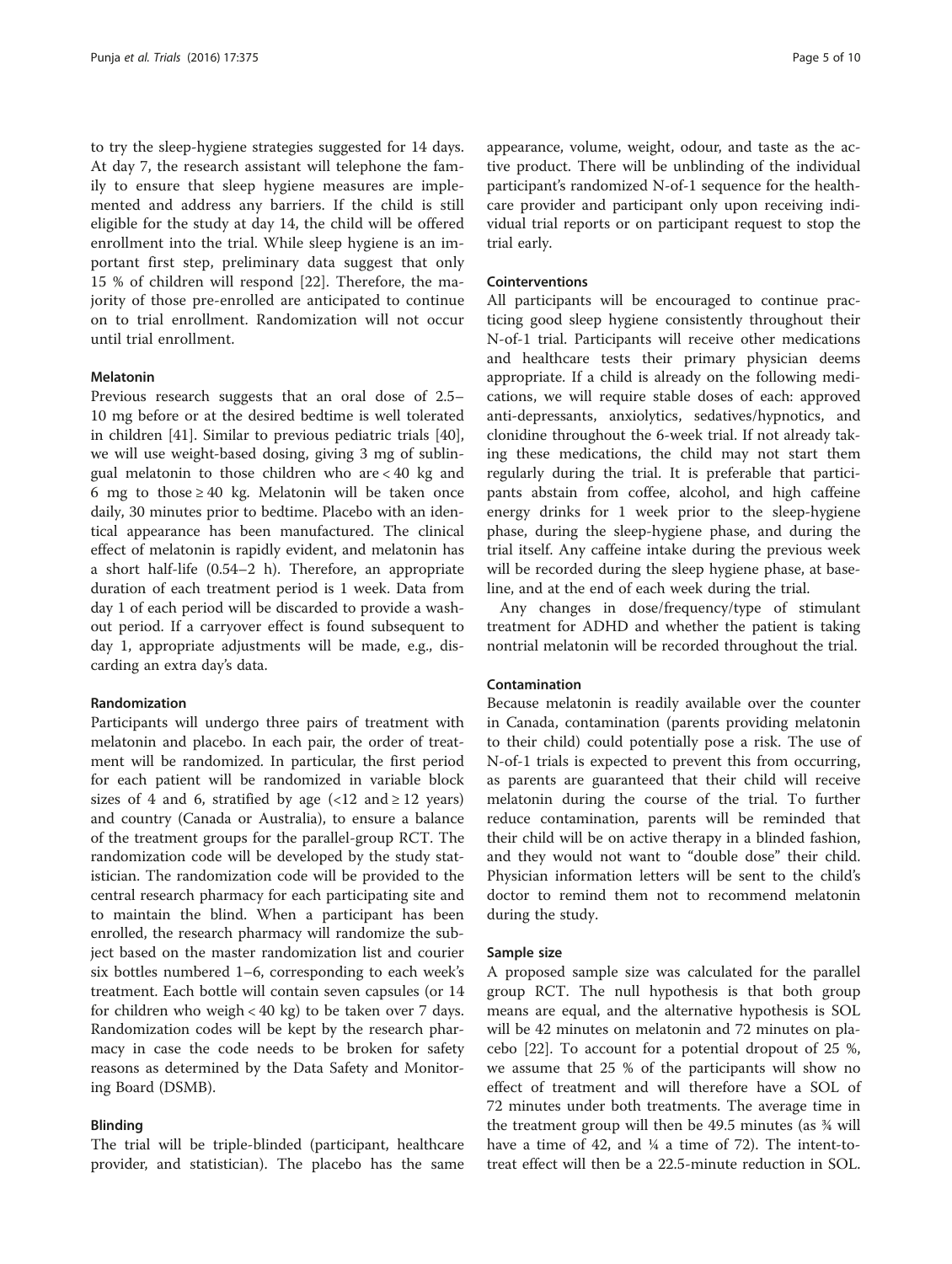to try the sleep-hygiene strategies suggested for 14 days. At day 7, the research assistant will telephone the family to ensure that sleep hygiene measures are implemented and address any barriers. If the child is still eligible for the study at day 14, the child will be offered enrollment into the trial. While sleep hygiene is an important first step, preliminary data suggest that only 15 % of children will respond [22]. Therefore, the majority of those pre-enrolled are anticipated to continue on to trial enrollment. Randomization will not occur until trial enrollment.

#### Melatonin

Previous research suggests that an oral dose of 2.5–10 mg before or at the desired bedtime is well tolerated in children [41]. Similar to previous pediatric trials [40], we will use weight-based dosing, giving 3 mg of sublingual melatonin to those children who are < 40 kg and 6 mg to those ≥ 40 kg. Melatonin will be taken once daily, 30 minutes prior to bedtime. Placebo with an identical appearance has been manufactured. The clinical effect of melatonin is rapidly evident, and melatonin has a short half-life (0.54–2 h). Therefore, an appropriate duration of each treatment period is 1 week. Data from day 1 of each period will be discarded to provide a washout period. If a carryover effect is found subsequent to day 1, appropriate adjustments will be made, e.g., discarding an extra day's data.

#### Randomization

Participants will undergo three pairs of treatment with melatonin and placebo. In each pair, the order of treatment will be randomized. In particular, the first period for each patient will be randomized in variable block sizes of 4 and 6, stratified by age (<12 and ≥ 12 years) and country (Canada or Australia), to ensure a balance of the treatment groups for the parallel-group RCT. The randomization code will be developed by the study statistician. The randomization code will be provided to the central research pharmacy for each participating site and to maintain the blind. When a participant has been enrolled, the research pharmacy will randomize the subject based on the master randomization list and courier six bottles numbered 1–6, corresponding to each week's treatment. Each bottle will contain seven capsules (or 14 for children who weigh < 40 kg) to be taken over 7 days. Randomization codes will be kept by the research pharmacy in case the code needs to be broken for safety reasons as determined by the Data Safety and Monitoring Board (DSMB).

#### Blinding

The trial will be triple-blinded (participant, healthcare provider, and statistician). The placebo has the same appearance, volume, weight, odour, and taste as the active product. There will be unblinding of the individual participant's randomized N-of-1 sequence for the healthcare provider and participant only upon receiving individual trial reports or on participant request to stop the trial early.

#### Cointerventions

All participants will be encouraged to continue practicing good sleep hygiene consistently throughout their N-of-1 trial. Participants will receive other medications and healthcare tests their primary physician deems appropriate. If a child is already on the following medications, we will require stable doses of each: approved anti-depressants, anxiolytics, sedatives/hypnotics, and clonidine throughout the 6-week trial. If not already taking these medications, the child may not start them regularly during the trial. It is preferable that participants abstain from coffee, alcohol, and high caffeine energy drinks for 1 week prior to the sleep-hygiene phase, during the sleep-hygiene phase, and during the trial itself. Any caffeine intake during the previous week will be recorded during the sleep hygiene phase, at baseline, and at the end of each week during the trial.

Any changes in dose/frequency/type of stimulant treatment for ADHD and whether the patient is taking nontrial melatonin will be recorded throughout the trial.

#### Contamination

Because melatonin is readily available over the counter in Canada, contamination (parents providing melatonin to their child) could potentially pose a risk. The use of N-of-1 trials is expected to prevent this from occurring, as parents are guaranteed that their child will receive melatonin during the course of the trial. To further reduce contamination, parents will be reminded that their child will be on active therapy in a blinded fashion, and they would not want to "double dose" their child. Physician information letters will be sent to the child's doctor to remind them not to recommend melatonin during the study.

#### Sample size

A proposed sample size was calculated for the parallel group RCT. The null hypothesis is that both group means are equal, and the alternative hypothesis is SOL will be 42 minutes on melatonin and 72 minutes on placebo [22]. To account for a potential dropout of 25 %, we assume that 25 % of the participants will show no effect of treatment and will therefore have a SOL of 72 minutes under both treatments. The average time in the treatment group will then be 49.5 minutes (as ¾ will have a time of 42, and ¼ a time of 72). The intent-to-treat effect will then be a 22.5-minute reduction in SOL.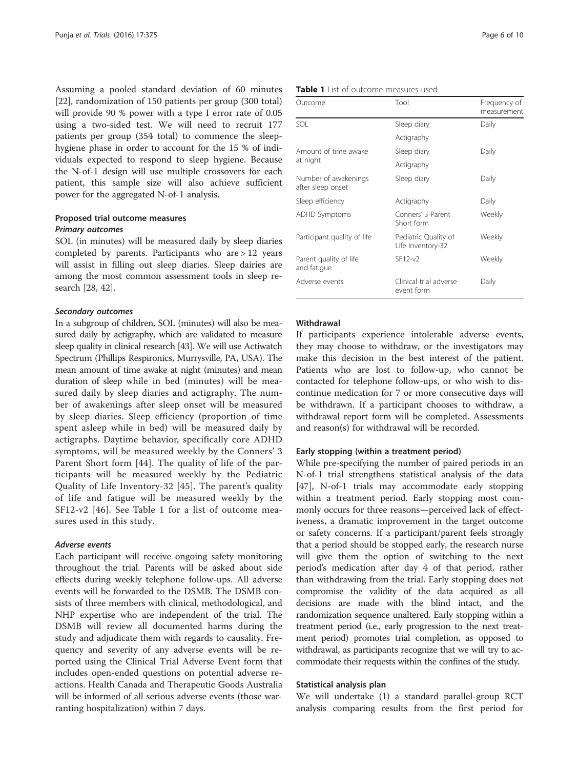Assuming a pooled standard deviation of 60 minutes [22], randomization of 150 patients per group (300 total) will provide 90 % power with a type I error rate of 0.05 using a two-sided test. We will need to recruit 177 patients per group (354 total) to commence the sleep-hygiene phase in order to account for the 15 % of individuals expected to respond to sleep hygiene. Because the N-of-1 design will use multiple crossovers for each patient, this sample size will also achieve sufficient power for the aggregated N-of-1 analysis.

### Proposed trial outcome measures

#### Primary outcomes

SOL (in minutes) will be measured daily by sleep diaries completed by parents. Participants who are > 12 years will assist in filling out sleep diaries. Sleep dairies are among the most common assessment tools in sleep research [28, 42].

#### Secondary outcomes

In a subgroup of children, SOL (minutes) will also be measured daily by actigraphy, which are validated to measure sleep quality in clinical research [43]. We will use Actiwatch Spectrum (Phillips Respironics, Murrysville, PA, USA). The mean amount of time awake at night (minutes) and mean duration of sleep while in bed (minutes) will be measured daily by sleep diaries and actigraphy. The number of awakenings after sleep onset will be measured by sleep diaries. Sleep efficiency (proportion of time spent asleep while in bed) will be measured daily by actigraphs. Daytime behavior, specifically core ADHD symptoms, will be measured weekly by the Conners' 3 Parent Short form [44]. The quality of life of the participants will be measured weekly by the Pediatric Quality of Life Inventory-32 [45]. The parent's quality of life and fatigue will be measured weekly by the SF12-v2 [46]. See Table 1 for a list of outcome measures used in this study.

#### Adverse events

Each participant will receive ongoing safety monitoring throughout the trial. Parents will be asked about side effects during weekly telephone follow-ups. All adverse events will be forwarded to the DSMB. The DSMB consists of three members with clinical, methodological, and NHP expertise who are independent of the trial. The DSMB will review all documented harms during the study and adjudicate them with regards to causality. Frequency and severity of any adverse events will be reported using the Clinical Trial Adverse Event form that includes open-ended questions on potential adverse reactions. Health Canada and Therapeutic Goods Australia will be informed of all serious adverse events (those warranting hospitalization) within 7 days.

**Table 1** List of outcome measures used

| Outcome | Tool | Frequency of measurement |
|---|---|---|
| SOL | Sleep diary | Daily |
| | Actigraphy | |
| Amount of time awake at night | Sleep diary | Daily |
| | Actigraphy | |
| Number of awakenings after sleep onset | Sleep diary | Daily |
| Sleep efficiency | Actigraphy | Daily |
| ADHD Symptoms | Conners' 3 Parent Short form | Weekly |
| Participant quality of life | Pediatric Quality of Life Inventory-32 | Weekly |
| Parent quality of life and fatigue | SF12-v2 | Weekly |
| Adverse events | Clinical trial adverse event form | Daily |

### Withdrawal

If participants experience intolerable adverse events, they may choose to withdraw, or the investigators may make this decision in the best interest of the patient. Patients who are lost to follow-up, who cannot be contacted for telephone follow-ups, or who wish to discontinue medication for 7 or more consecutive days will be withdrawn. If a participant chooses to withdraw, a withdrawal report form will be completed. Assessments and reason(s) for withdrawal will be recorded.

### Early stopping (within a treatment period)

While pre-specifying the number of paired periods in an N-of-1 trial strengthens statistical analysis of the data [47], N-of-1 trials may accommodate early stopping within a treatment period. Early stopping most commonly occurs for three reasons—perceived lack of effectiveness, a dramatic improvement in the target outcome or safety concerns. If a participant/parent feels strongly that a period should be stopped early, the research nurse will give them the option of switching to the next period's medication after day 4 of that period, rather than withdrawing from the trial. Early stopping does not compromise the validity of the data acquired as all decisions are made with the blind intact, and the randomization sequence unaltered. Early stopping within a treatment period (i.e., early progression to the next treatment period) promotes trial completion, as opposed to withdrawal, as participants recognize that we will try to accommodate their requests within the confines of the study.

### Statistical analysis plan

We will undertake (1) a standard parallel-group RCT analysis comparing results from the first period for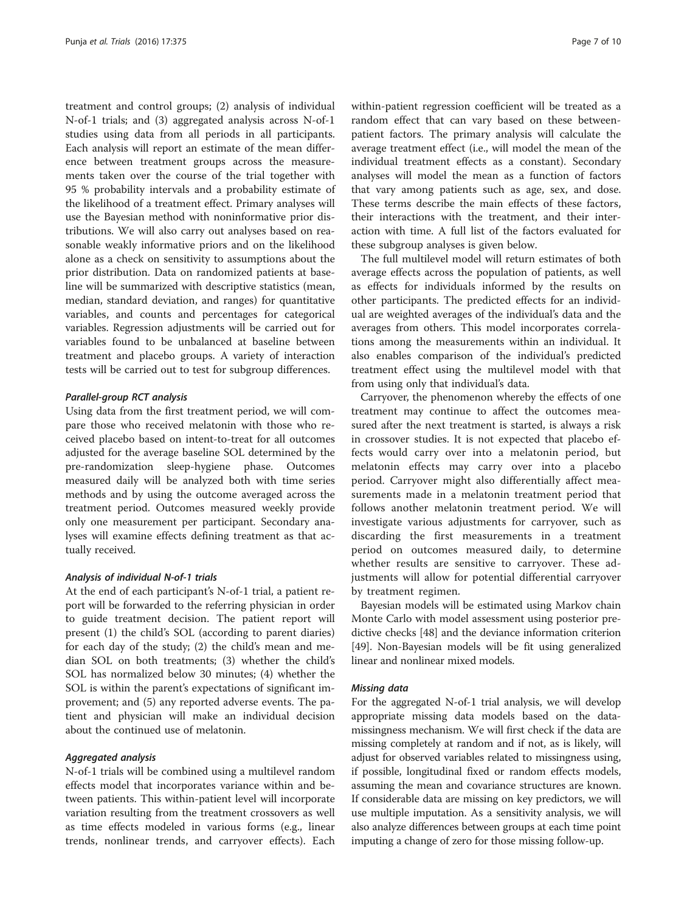treatment and control groups; (2) analysis of individual N-of-1 trials; and (3) aggregated analysis across N-of-1 studies using data from all periods in all participants. Each analysis will report an estimate of the mean difference between treatment groups across the measurements taken over the course of the trial together with 95 % probability intervals and a probability estimate of the likelihood of a treatment effect. Primary analyses will use the Bayesian method with noninformative prior distributions. We will also carry out analyses based on reasonable weakly informative priors and on the likelihood alone as a check on sensitivity to assumptions about the prior distribution. Data on randomized patients at baseline will be summarized with descriptive statistics (mean, median, standard deviation, and ranges) for quantitative variables, and counts and percentages for categorical variables. Regression adjustments will be carried out for variables found to be unbalanced at baseline between treatment and placebo groups. A variety of interaction tests will be carried out to test for subgroup differences.

#### *Parallel-group RCT analysis*

Using data from the first treatment period, we will compare those who received melatonin with those who received placebo based on intent-to-treat for all outcomes adjusted for the average baseline SOL determined by the pre-randomization sleep-hygiene phase. Outcomes measured daily will be analyzed both with time series methods and by using the outcome averaged across the treatment period. Outcomes measured weekly provide only one measurement per participant. Secondary analyses will examine effects defining treatment as that actually received.

#### *Analysis of individual N-of-1 trials*

At the end of each participant's N-of-1 trial, a patient report will be forwarded to the referring physician in order to guide treatment decision. The patient report will present (1) the child's SOL (according to parent diaries) for each day of the study; (2) the child's mean and median SOL on both treatments; (3) whether the child's SOL has normalized below 30 minutes; (4) whether the SOL is within the parent's expectations of significant improvement; and (5) any reported adverse events. The patient and physician will make an individual decision about the continued use of melatonin.

#### *Aggregated analysis*

N-of-1 trials will be combined using a multilevel random effects model that incorporates variance within and between patients. This within-patient level will incorporate variation resulting from the treatment crossovers as well as time effects modeled in various forms (e.g., linear trends, nonlinear trends, and carryover effects). Each within-patient regression coefficient will be treated as a random effect that can vary based on these between-patient factors. The primary analysis will calculate the average treatment effect (i.e., will model the mean of the individual treatment effects as a constant). Secondary analyses will model the mean as a function of factors that vary among patients such as age, sex, and dose. These terms describe the main effects of these factors, their interactions with the treatment, and their interaction with time. A full list of the factors evaluated for these subgroup analyses is given below.

The full multilevel model will return estimates of both average effects across the population of patients, as well as effects for individuals informed by the results on other participants. The predicted effects for an individual are weighted averages of the individual's data and the averages from others. This model incorporates correlations among the measurements within an individual. It also enables comparison of the individual's predicted treatment effect using the multilevel model with that from using only that individual's data.

Carryover, the phenomenon whereby the effects of one treatment may continue to affect the outcomes measured after the next treatment is started, is always a risk in crossover studies. It is not expected that placebo effects would carry over into a melatonin period, but melatonin effects may carry over into a placebo period. Carryover might also differentially affect measurements made in a melatonin treatment period that follows another melatonin treatment period. We will investigate various adjustments for carryover, such as discarding the first measurements in a treatment period on outcomes measured daily, to determine whether results are sensitive to carryover. These adjustments will allow for potential differential carryover by treatment regimen.

Bayesian models will be estimated using Markov chain Monte Carlo with model assessment using posterior predictive checks [48] and the deviance information criterion [49]. Non-Bayesian models will be fit using generalized linear and nonlinear mixed models.

#### *Missing data*

For the aggregated N-of-1 trial analysis, we will develop appropriate missing data models based on the data-missingness mechanism. We will first check if the data are missing completely at random and if not, as is likely, will adjust for observed variables related to missingness using, if possible, longitudinal fixed or random effects models, assuming the mean and covariance structures are known. If considerable data are missing on key predictors, we will use multiple imputation. As a sensitivity analysis, we will also analyze differences between groups at each time point imputing a change of zero for those missing follow-up.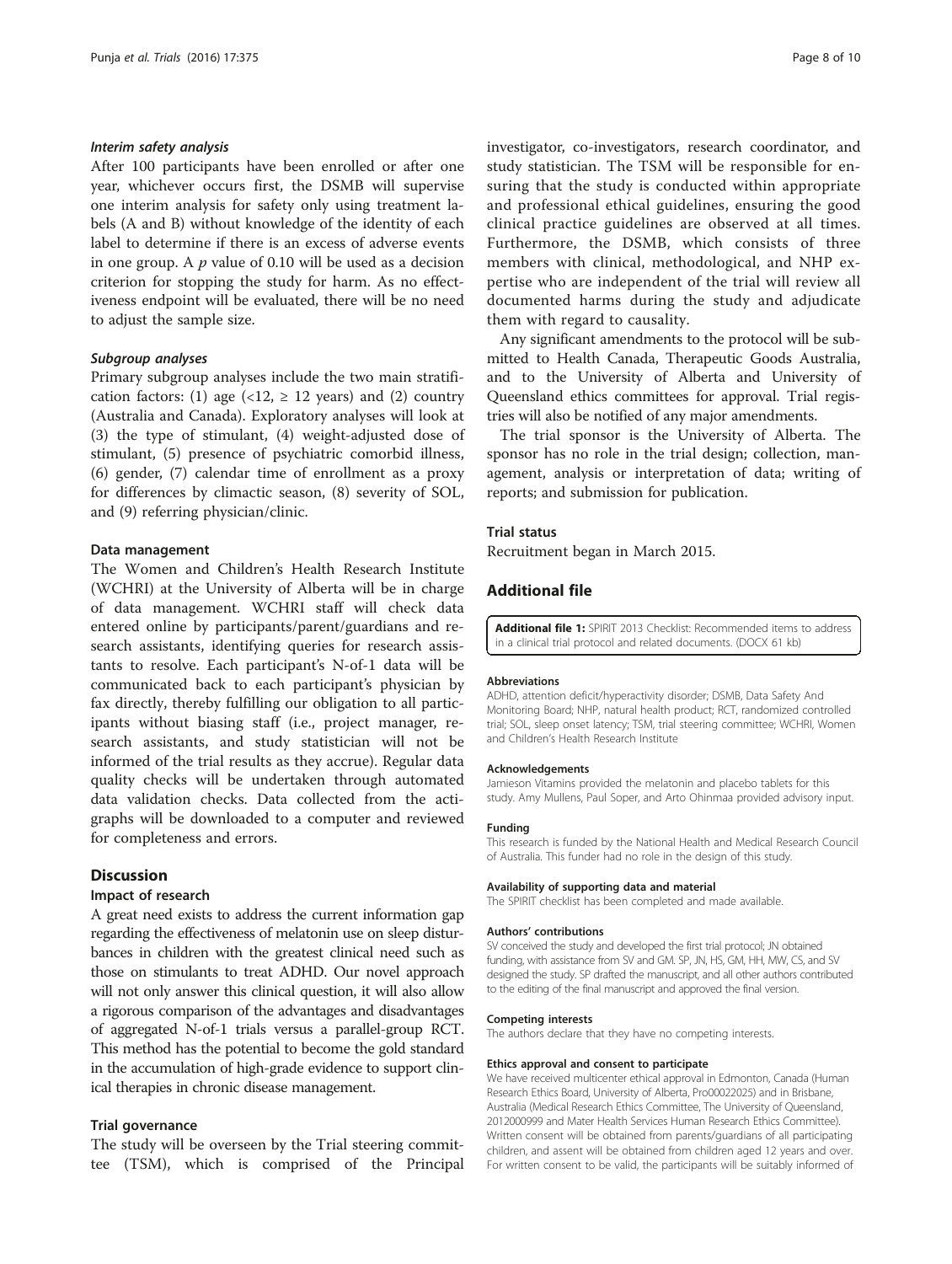#### *Interim safety analysis*

After 100 participants have been enrolled or after one year, whichever occurs first, the DSMB will supervise one interim analysis for safety only using treatment labels (A and B) without knowledge of the identity of each label to determine if there is an excess of adverse events in one group. A $p$ value of 0.10 will be used as a decision criterion for stopping the study for harm. As no effectiveness endpoint will be evaluated, there will be no need to adjust the sample size.

#### *Subgroup analyses*

Primary subgroup analyses include the two main stratification factors: (1) age (<12, ≥ 12 years) and (2) country (Australia and Canada). Exploratory analyses will look at (3) the type of stimulant, (4) weight-adjusted dose of stimulant, (5) presence of psychiatric comorbid illness, (6) gender, (7) calendar time of enrollment as a proxy for differences by climactic season, (8) severity of SOL, and (9) referring physician/clinic.

### Data management

The Women and Children's Health Research Institute (WCHRI) at the University of Alberta will be in charge of data management. WCHRI staff will check data entered online by participants/parent/guardians and research assistants, identifying queries for research assistants to resolve. Each participant's N-of-1 data will be communicated back to each participant's physician by fax directly, thereby fulfilling our obligation to all participants without biasing staff (i.e., project manager, research assistants, and study statistician will not be informed of the trial results as they accrue). Regular data quality checks will be undertaken through automated data validation checks. Data collected from the actigraphs will be downloaded to a computer and reviewed for completeness and errors.

## Discussion

### Impact of research

A great need exists to address the current information gap regarding the effectiveness of melatonin use on sleep disturbances in children with the greatest clinical need such as those on stimulants to treat ADHD. Our novel approach will not only answer this clinical question, it will also allow a rigorous comparison of the advantages and disadvantages of aggregated N-of-1 trials versus a parallel-group RCT. This method has the potential to become the gold standard in the accumulation of high-grade evidence to support clinical therapies in chronic disease management.

### Trial governance

The study will be overseen by the Trial steering committee (TSM), which is comprised of the Principal investigator, co-investigators, research coordinator, and study statistician. The TSM will be responsible for ensuring that the study is conducted within appropriate and professional ethical guidelines, ensuring the good clinical practice guidelines are observed at all times. Furthermore, the DSMB, which consists of three members with clinical, methodological, and NHP expertise who are independent of the trial will review all documented harms during the study and adjudicate them with regard to causality.

Any significant amendments to the protocol will be submitted to Health Canada, Therapeutic Goods Australia, and to the University of Alberta and University of Queensland ethics committees for approval. Trial registries will also be notified of any major amendments.

The trial sponsor is the University of Alberta. The sponsor has no role in the trial design; collection, management, analysis or interpretation of data; writing of reports; and submission for publication.

### Trial status

Recruitment began in March 2015.

## Additional file

**Additional file 1:** SPIRIT 2013 Checklist: Recommended items to address in a clinical trial protocol and related documents. (DOCX 61 kb)

#### Abbreviations

ADHD, attention deficit/hyperactivity disorder; DSMB, Data Safety And Monitoring Board; NHP, natural health product; RCT, randomized controlled trial; SOL, sleep onset latency; TSM, trial steering committee; WCHRI, Women and Children's Health Research Institute

#### Acknowledgements

Jamieson Vitamins provided the melatonin and placebo tablets for this study. Amy Mullens, Paul Soper, and Arto Ohinmaa provided advisory input.

#### Funding

This research is funded by the National Health and Medical Research Council of Australia. This funder had no role in the design of this study.

#### Availability of supporting data and material

The SPIRIT checklist has been completed and made available.

#### Authors' contributions

SV conceived the study and developed the first trial protocol; JN obtained funding, with assistance from SV and GM. SP, JN, HS, GM, HH, MW, CS, and SV designed the study. SP drafted the manuscript, and all other authors contributed to the editing of the final manuscript and approved the final version.

#### Competing interests

The authors declare that they have no competing interests.

#### Ethics approval and consent to participate

We have received multicenter ethical approval in Edmonton, Canada (Human Research Ethics Board, University of Alberta, Pro00022025) and in Brisbane, Australia (Medical Research Ethics Committee, The University of Queensland, 2012000999 and Mater Health Services Human Research Ethics Committee). Written consent will be obtained from parents/guardians of all participating children, and assent will be obtained from children aged 12 years and over. For written consent to be valid, the participants will be suitably informed of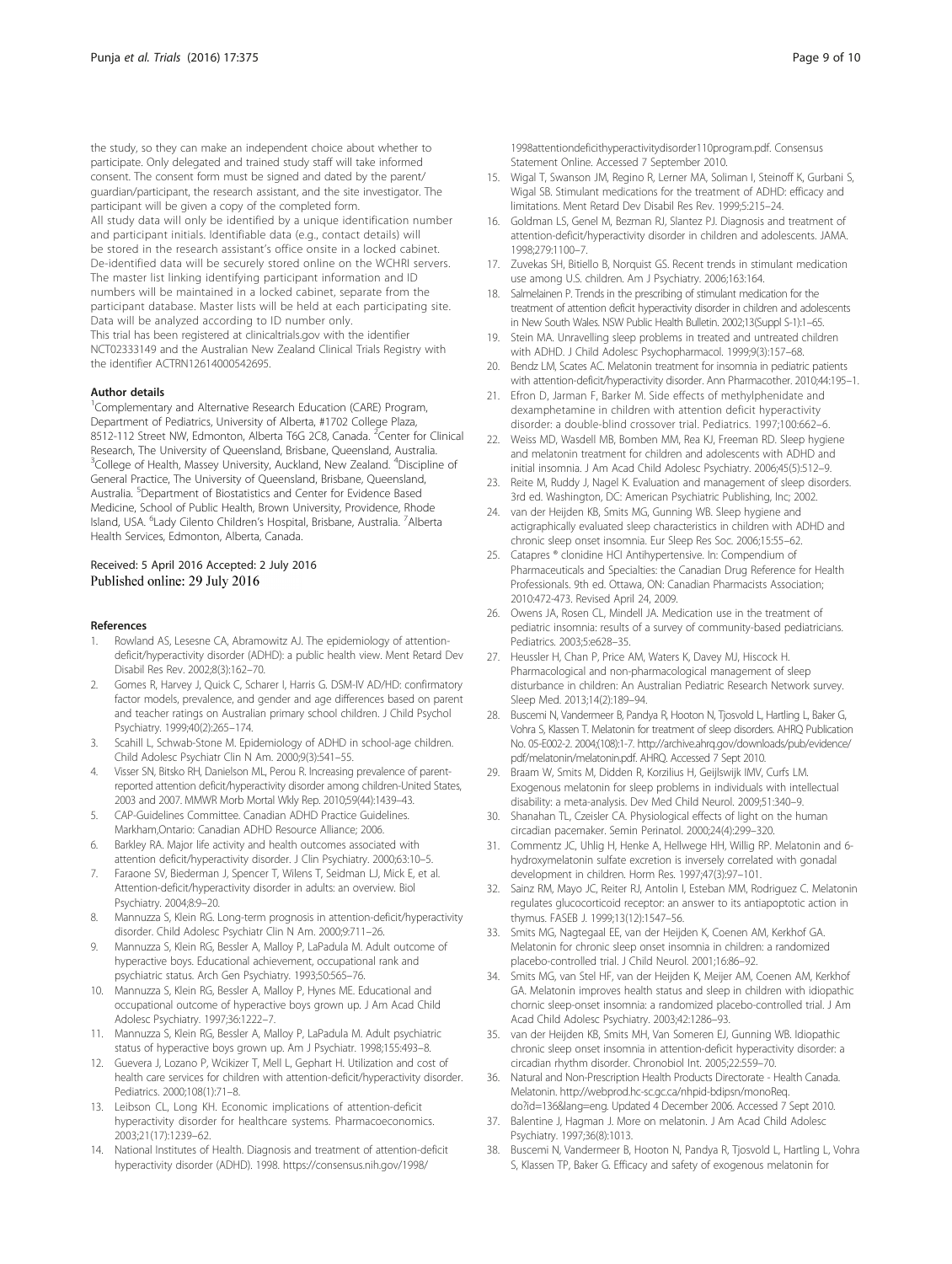the study, so they can make an independent choice about whether to participate. Only delegated and trained study staff will take informed consent. The consent form must be signed and dated by the parent/guardian/participant, the research assistant, and the site investigator. The participant will be given a copy of the completed form.

All study data will only be identified by a unique identification number and participant initials. Identifiable data (e.g., contact details) will be stored in the research assistant's office onsite in a locked cabinet. De-identified data will be securely stored online on the WCHRI servers. The master list linking identifying participant information and ID numbers will be maintained in a locked cabinet, separate from the participant database. Master lists will be held at each participating site. Data will be analyzed according to ID number only.

This trial has been registered at clinicaltrials.gov with the identifier NCT02333149 and the Australian New Zealand Clinical Trials Registry with the identifier ACTRN12614000542695.

#### Author details

[1]Complementary and Alternative Research Education (CARE) Program, Department of Pediatrics, University of Alberta, #1702 College Plaza, 8512-112 Street NW, Edmonton, Alberta T6G 2C8, Canada. [2]Center for Clinical Research, The University of Queensland, Brisbane, Queensland, Australia. [3]College of Health, Massey University, Auckland, New Zealand. [4]Discipline of General Practice, The University of Queensland, Brisbane, Queensland, Australia. [5]Department of Biostatistics and Center for Evidence Based Medicine, School of Public Health, Brown University, Providence, Rhode Island, USA. [6]Lady Cilento Children's Hospital, Brisbane, Australia. [7]Alberta Health Services, Edmonton, Alberta, Canada.

Received: 5 April 2016 Accepted: 2 July 2016
Published online: 29 July 2016

#### References

1. Rowland AS, Lesesne CA, Abramowitz AJ. The epidemiology of attention-deficit/hyperactivity disorder (ADHD): a public health view. Ment Retard Dev Disabil Res Rev. 2002;8(3):162–70.
2. Gomes R, Harvey J, Quick C, Scharer I, Harris G. DSM-IV AD/HD: confirmatory factor models, prevalence, and gender and age differences based on parent and teacher ratings on Australian primary school children. J Child Psychol Psychiatry. 1999;40(2):265–174.
3. Scahill L, Schwab-Stone M. Epidemiology of ADHD in school-age children. Child Adolesc Psychiatr Clin N Am. 2000;9(3):541–55.
4. Visser SN, Bitsko RH, Danielson ML, Perou R. Increasing prevalence of parent-reported attention deficit/hyperactivity disorder among children-United States, 2003 and 2007. MMWR Morb Mortal Wkly Rep. 2010;59(44):1439–43.
5. CAP-Guidelines Committee. Canadian ADHD Practice Guidelines. Markham,Ontario: Canadian ADHD Resource Alliance; 2006.
6. Barkley RA. Major life activity and health outcomes associated with attention deficit/hyperactivity disorder. J Clin Psychiatry. 2000;63:10–5.
7. Faraone SV, Biederman J, Spencer T, Wilens T, Seidman LJ, Mick E, et al. Attention-deficit/hyperactivity disorder in adults: an overview. Biol Psychiatry. 2004;8:9–20.
8. Mannuzza S, Klein RG. Long-term prognosis in attention-deficit/hyperactivity disorder. Child Adolesc Psychiatr Clin N Am. 2000;9:711–26.
9. Mannuzza S, Klein RG, Bessler A, Malloy P, LaPadula M. Adult outcome of hyperactive boys. Educational achievement, occupational rank and psychiatric status. Arch Gen Psychiatry. 1993;50:565–76.
10. Mannuzza S, Klein RG, Bessler A, Malloy P, Hynes ME. Educational and occupational outcome of hyperactive boys grown up. J Am Acad Child Adolesc Psychiatry. 1997;36:1222–7.
11. Mannuzza S, Klein RG, Bessler A, Malloy P, LaPadula M. Adult psychiatric status of hyperactive boys grown up. Am J Psychiatr. 1998;155:493–8.
12. Guevera J, Lozano P, Wcikizer T, Mell L, Gephart H. Utilization and cost of health care services for children with attention-deficit/hyperactivity disorder. Pediatrics. 2000;108(1):71–8.
13. Leibson CL, Long KH. Economic implications of attention-deficit hyperactivity disorder for healthcare systems. Pharmacoeconomics. 2003;21(17):1239–62.
14. National Institutes of Health. Diagnosis and treatment of attention-deficit hyperactivity disorder (ADHD). 1998. https://consensus.nih.gov/1998/1998attentiondeficithyperactivitydisorder110program.pdf. Consensus Statement Online. Accessed 7 September 2010.
15. Wigal T, Swanson JM, Regino R, Lerner MA, Soliman I, Steinoff K, Gurbani S, Wigal SB. Stimulant medications for the treatment of ADHD: efficacy and limitations. Ment Retard Dev Disabil Res Rev. 1999;5:215–24.
16. Goldman LS, Genel M, Bezman RJ, Slantez PJ. Diagnosis and treatment of attention-deficit/hyperactivity disorder in children and adolescents. JAMA. 1998;279:1100–7.
17. Zuvekas SH, Bitiello B, Norquist GS. Recent trends in stimulant medication use among U.S. children. Am J Psychiatry. 2006;163:164.
18. Salmelainen P. Trends in the prescribing of stimulant medication for the treatment of attention deficit hyperactivity disorder in children and adolescents in New South Wales. NSW Public Health Bulletin. 2002;13(Suppl S-1):1–65.
19. Stein MA. Unravelling sleep problems in treated and untreated children with ADHD. J Child Adolesc Psychopharmacol. 1999;9(3):157–68.
20. Bendz LM, Scates AC. Melatonin treatment for insomnia in pediatric patients with attention-deficit/hyperactivity disorder. Ann Pharmacother. 2010;44:195–1.
21. Efron D, Jarman F, Barker M. Side effects of methylphenidate and dexamphetamine in children with attention deficit hyperactivity disorder: a double-blind crossover trial. Pediatrics. 1997;100:662–6.
22. Weiss MD, Wasdell MB, Bomben MM, Rea KJ, Freeman RD. Sleep hygiene and melatonin treatment for children and adolescents with ADHD and initial insomnia. J Am Acad Child Adolesc Psychiatry. 2006;45(5):512–9.
23. Reite M, Ruddy J, Nagel K. Evaluation and management of sleep disorders. 3rd ed. Washington, DC: American Psychiatric Publishing, Inc; 2002.
24. van der Heijden KB, Smits MG, Gunning WB. Sleep hygiene and actigraphically evaluated sleep characteristics in children with ADHD and chronic sleep onset insomnia. Eur Sleep Res Soc. 2006;15:55–62.
25. Catapres ® clonidine HCl Antihypertensive. In: Compendium of Pharmaceuticals and Specialties: the Canadian Drug Reference for Health Professionals. 9th ed. Ottawa, ON: Canadian Pharmacists Association; 2010:472-473. Revised April 24, 2009.
26. Owens JA, Rosen CL, Mindell JA. Medication use in the treatment of pediatric insomnia: results of a survey of community-based pediatricians. Pediatrics. 2003;5:e628–35.
27. Heussler H, Chan P, Price AM, Waters K, Davey MJ, Hiscock H. Pharmacological and non-pharmacological management of sleep disturbance in children: An Australian Pediatric Research Network survey. Sleep Med. 2013;14(2):189–94.
28. Buscemi N, Vandermeer B, Pandya R, Hooton N, Tjosvold L, Hartling L, Baker G, Vohra S, Klassen T. Melatonin for treatment of sleep disorders. AHRQ Publication No. 05-E002-2. 2004;(108):1-7. http://archive.ahrq.gov/downloads/pub/evidence/pdf/melatonin/melatonin.pdf. AHRQ. Accessed 7 Sept 2010.
29. Braam W, Smits M, Didden R, Korzilius H, Geijlswijk IMV, Curfs LM. Exogenous melatonin for sleep problems in individuals with intellectual disability: a meta-analysis. Dev Med Child Neurol. 2009;51:340–9.
30. Shanahan TL, Czeisler CA. Physiological effects of light on the human circadian pacemaker. Semin Perinatol. 2000;24(4):299–320.
31. Commentz JC, Uhlig H, Henke A, Hellwege HH, Willig RP. Melatonin and 6-hydroxymelatonin sulfate excretion is inversely correlated with gonadal development in children. Horm Res. 1997;47(3):97–101.
32. Sainz RM, Mayo JC, Reiter RJ, Antolin I, Esteban MM, Rodriguez C. Melatonin regulates glucocorticoid receptor: an answer to its antiapoptotic action in thymus. FASEB J. 1999;13(12):1547–56.
33. Smits MG, Nagtegaal EE, van der Heijden K, Coenen AM, Kerkhof GA. Melatonin for chronic sleep onset insomnia in children: a randomized placebo-controlled trial. J Child Neurol. 2001;16:86–92.
34. Smits MG, van Stel HF, van der Heijden K, Meijer AM, Coenen AM, Kerkhof GA. Melatonin improves health status and sleep in children with idiopathic chornic sleep-onset insomnia: a randomized placebo-controlled trial. J Am Acad Child Adolesc Psychiatry. 2003;42:1286–93.
35. van der Heijden KB, Smits MH, Van Someren EJ, Gunning WB. Idiopathic chronic sleep onset insomnia in attention-deficit hyperactivity disorder: a circadian rhythm disorder. Chronobiol Int. 2005;22:559–70.
36. Natural and Non-Prescription Health Products Directorate - Health Canada. Melatonin. http://webprod.hc-sc.gc.ca/nhpid-bdipsn/monoReq.do?id=136&lang=eng. Updated 4 December 2006. Accessed 7 Sept 2010.
37. Balentine J, Hagman J. More on melatonin. J Am Acad Child Adolesc Psychiatry. 1997;36(8):1013.
38. Buscemi N, Vandermeer B, Hooton N, Pandya R, Tjosvold L, Hartling L, Vohra S, Klassen TP, Baker G. Efficacy and safety of exogenous melatonin for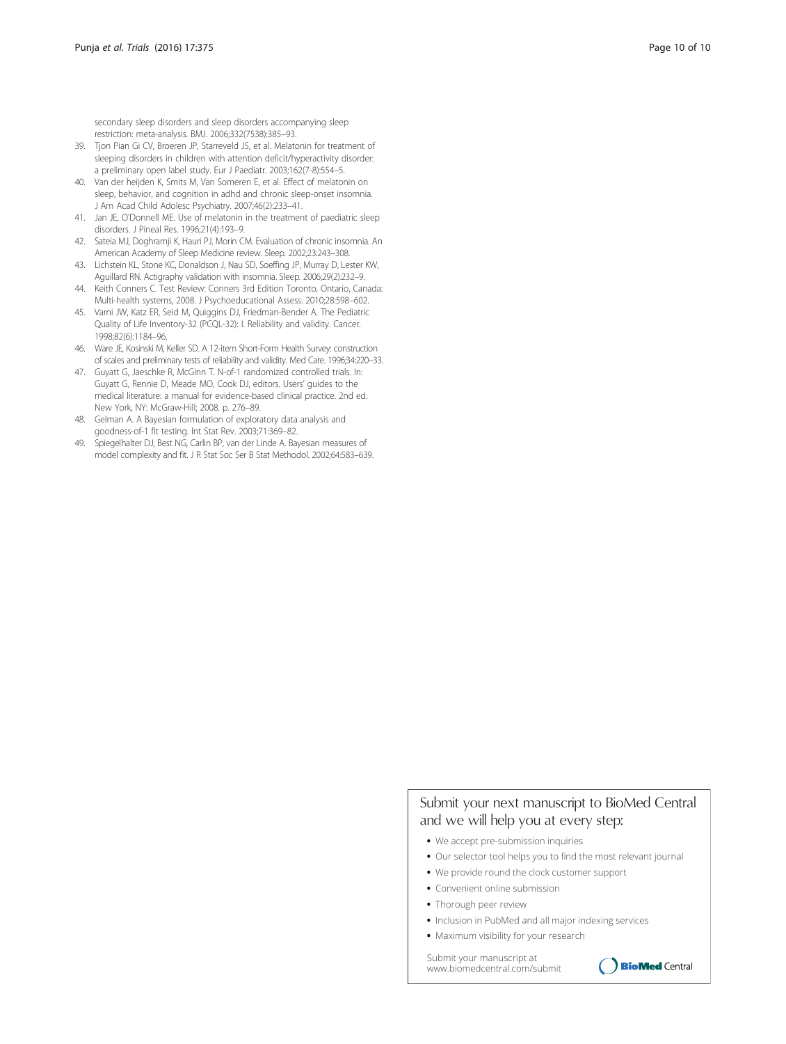secondary sleep disorders and sleep disorders accompanying sleep restriction: meta-analysis. BMJ. 2006;332(7538):385–93.

39. Tjon Pian Gi CV, Broeren JP, Starreveld JS, et al. Melatonin for treatment of sleeping disorders in children with attention deficit/hyperactivity disorder: a preliminary open label study. Eur J Paediatr. 2003;162(7-8):554–5.
40. Van der heijden K, Smits M, Van Someren E, et al. Effect of melatonin on sleep, behavior, and cognition in adhd and chronic sleep-onset insomnia. J Am Acad Child Adolesc Psychiatry. 2007;46(2):233–41.
41. Jan JE, O'Donnell ME. Use of melatonin in the treatment of paediatric sleep disorders. J Pineal Res. 1996;21(4):193–9.
42. Sateia MJ, Doghramji K, Hauri PJ, Morin CM. Evaluation of chronic insomnia. An American Academy of Sleep Medicine review. Sleep. 2002;23:243–308.
43. Lichstein KL, Stone KC, Donaldson J, Nau SD, Soeffing JP, Murray D, Lester KW, Aguillard RN. Actigraphy validation with insomnia. Sleep. 2006;29(2):232–9.
44. Keith Conners C. Test Review: Conners 3rd Edition Toronto, Ontario, Canada: Multi-health systems, 2008. J Psychoeducational Assess. 2010;28:598–602.
45. Varni JW, Katz ER, Seid M, Quiggins DJ, Friedman-Bender A. The Pediatric Quality of Life Inventory-32 (PCQL-32): I. Reliability and validity. Cancer. 1998;82(6):1184–96.
46. Ware JE, Kosinski M, Keller SD. A 12-item Short-Form Health Survey: construction of scales and preliminary tests of reliability and validity. Med Care. 1996;34:220–33.
47. Guyatt G, Jaeschke R, McGinn T. N-of-1 randomized controlled trials. In: Guyatt G, Rennie D, Meade MO, Cook DJ, editors. Users' guides to the medical literature: a manual for evidence-based clinical practice. 2nd ed. New York, NY: McGraw-Hill; 2008. p. 276–89.
48. Gelman A. A Bayesian formulation of exploratory data analysis and goodness-of-1 fit testing. Int Stat Rev. 2003;71:369–82.
49. Spiegelhalter DJ, Best NG, Carlin BP, van der Linde A. Bayesian measures of model complexity and fit. J R Stat Soc Ser B Stat Methodol. 2002;64:583–639.

Submit your next manuscript to BioMed Central and we will help you at every step:

- We accept pre-submission inquiries
- Our selector tool helps you to find the most relevant journal
- We provide round the clock customer support
- Convenient online submission
- Thorough peer review
- Inclusion in PubMed and all major indexing services
- Maximum visibility for your research

Submit your manuscript at www.biomedcentral.com/submit

BioMed Central